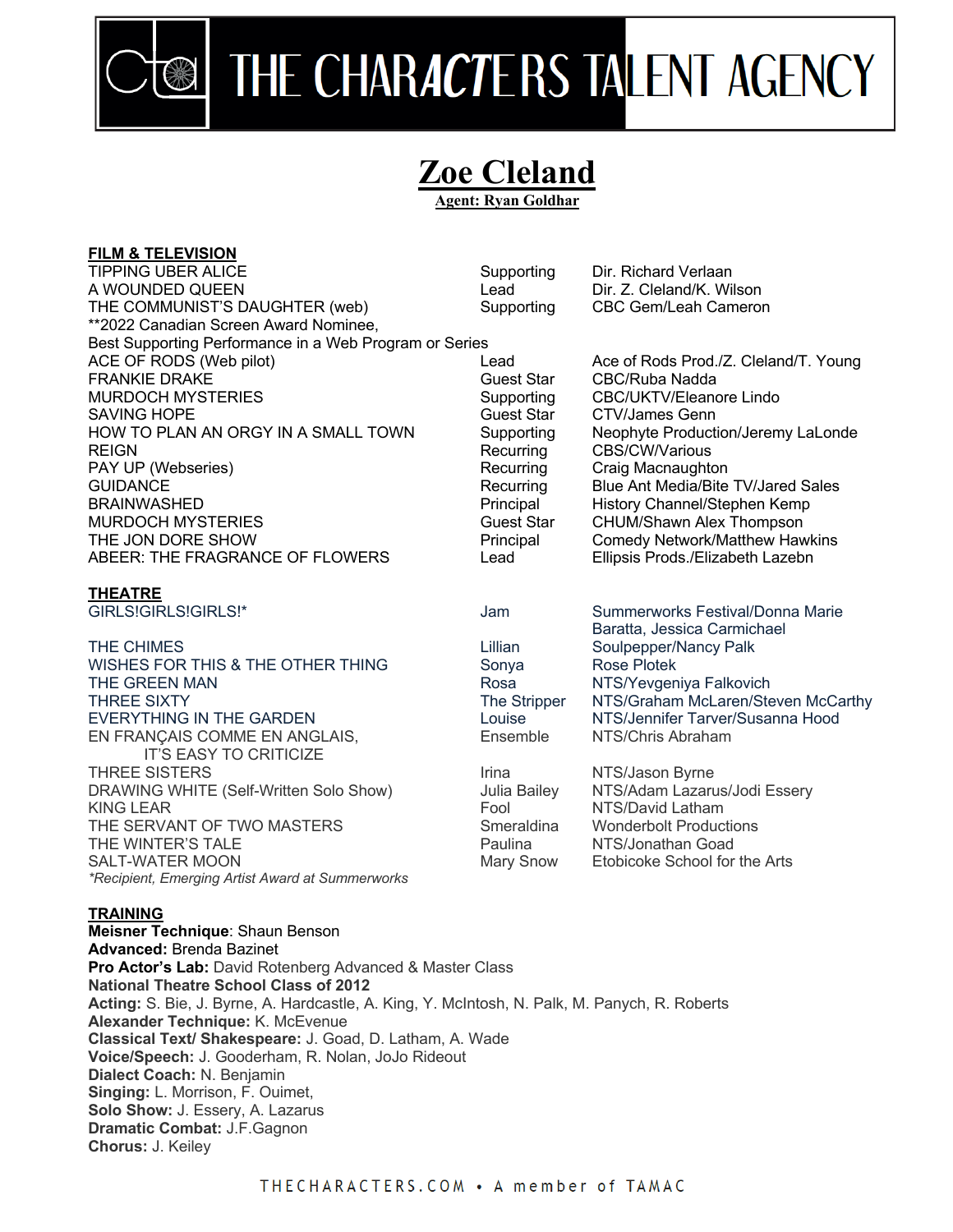# THE CHARACTERS TALENT AGENCY

## Zoe Cleland

**Agent: Ryan Goldhar**

### FILM & TELEVISION

| | | |
|---|---|---|
| TIPPING UBER ALICE | Supporting | Dir. Richard Verlaan |
| A WOUNDED QUEEN | Lead | Dir. Z. Cleland/K. Wilson |
| THE COMMUNIST'S DAUGHTER (web) | Supporting | CBC Gem/Leah Cameron |
| **2022 Canadian Screen Award Nominee, Best Supporting Performance in a Web Program or Series | | |
| ACE OF RODS (Web pilot) | Lead | Ace of Rods Prod./Z. Cleland/T. Young |
| FRANKIE DRAKE | Guest Star | CBC/Ruba Nadda |
| MURDOCH MYSTERIES | Supporting | CBC/UKTV/Eleanore Lindo |
| SAVING HOPE | Guest Star | CTV/James Genn |
| HOW TO PLAN AN ORGY IN A SMALL TOWN | Supporting | Neophyte Production/Jeremy LaLonde |
| REIGN | Recurring | CBS/CW/Various |
| PAY UP (Webseries) | Recurring | Craig Macnaughton |
| GUIDANCE | Recurring | Blue Ant Media/Bite TV/Jared Sales |
| BRAINWASHED | Principal | History Channel/Stephen Kemp |
| MURDOCH MYSTERIES | Guest Star | CHUM/Shawn Alex Thompson |
| THE JON DORE SHOW | Principal | Comedy Network/Matthew Hawkins |
| ABEER: THE FRAGRANCE OF FLOWERS | Lead | Ellipsis Prods./Elizabeth Lazebn |

### THEATRE

| | | |
|---|---|---|
| GIRLS!GIRLS!GIRLS!* | Jam | Summerworks Festival/Donna Marie Baratta, Jessica Carmichael |
| THE CHIMES | Lillian | Soulpepper/Nancy Palk |
| WISHES FOR THIS & THE OTHER THING | Sonya | Rose Plotek |
| THE GREEN MAN | Rosa | NTS/Yevgeniya Falkovich |
| THREE SIXTY | The Stripper | NTS/Graham McLaren/Steven McCarthy |
| EVERYTHING IN THE GARDEN | Louise | NTS/Jennifer Tarver/Susanna Hood |
| EN FRANÇAIS COMME EN ANGLAIS, IT'S EASY TO CRITICIZE | Ensemble | NTS/Chris Abraham |
| THREE SISTERS | Irina | NTS/Jason Byrne |
| DRAWING WHITE (Self-Written Solo Show) | Julia Bailey | NTS/Adam Lazarus/Jodi Essery |
| KING LEAR | Fool | NTS/David Latham |
| THE SERVANT OF TWO MASTERS | Smeraldina | Wonderbolt Productions |
| THE WINTER'S TALE | Paulina | NTS/Jonathan Goad |
| SALT-WATER MOON | Mary Snow | Etobicoke School for the Arts |

*\*Recipient, Emerging Artist Award at Summerworks*

### TRAINING

**Meisner Technique**: Shaun Benson
**Advanced:** Brenda Bazinet
**Pro Actor's Lab:** David Rotenberg Advanced & Master Class
**National Theatre School Class of 2012**
**Acting:** S. Bie, J. Byrne, A. Hardcastle, A. King, Y. McIntosh, N. Palk, M. Panych, R. Roberts
**Alexander Technique:** K. McEvenue
**Classical Text/ Shakespeare:** J. Goad, D. Latham, A. Wade
**Voice/Speech:** J. Gooderham, R. Nolan, JoJo Rideout
**Dialect Coach:** N. Benjamin
**Singing:** L. Morrison, F. Ouimet,
**Solo Show:** J. Essery, A. Lazarus
**Dramatic Combat:** J.F.Gagnon
**Chorus:** J. Keiley

THECHARACTERS.COM • A member of TAMAC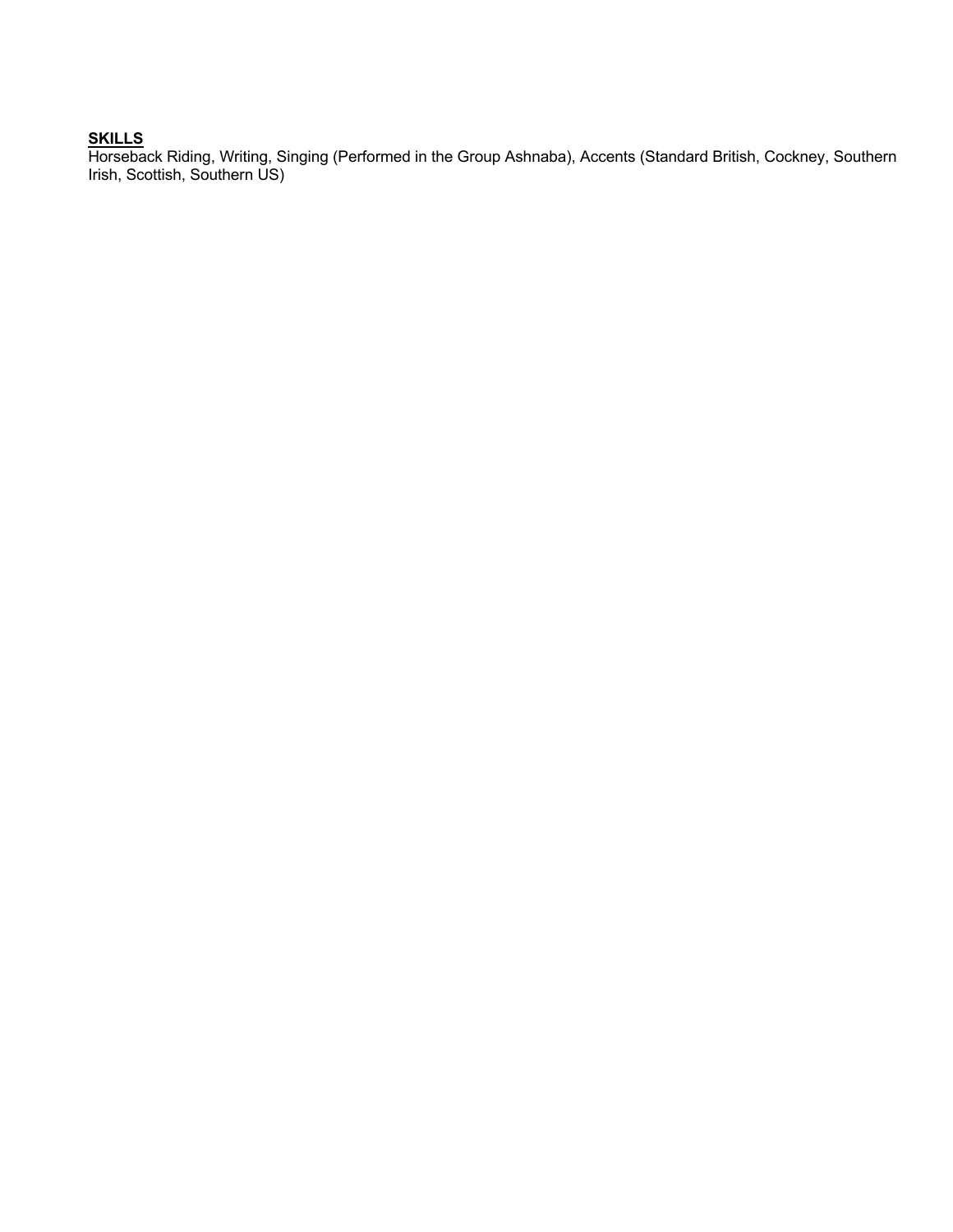**SKILLS**

Horseback Riding, Writing, Singing (Performed in the Group Ashnaba), Accents (Standard British, Cockney, Southern Irish, Scottish, Southern US)